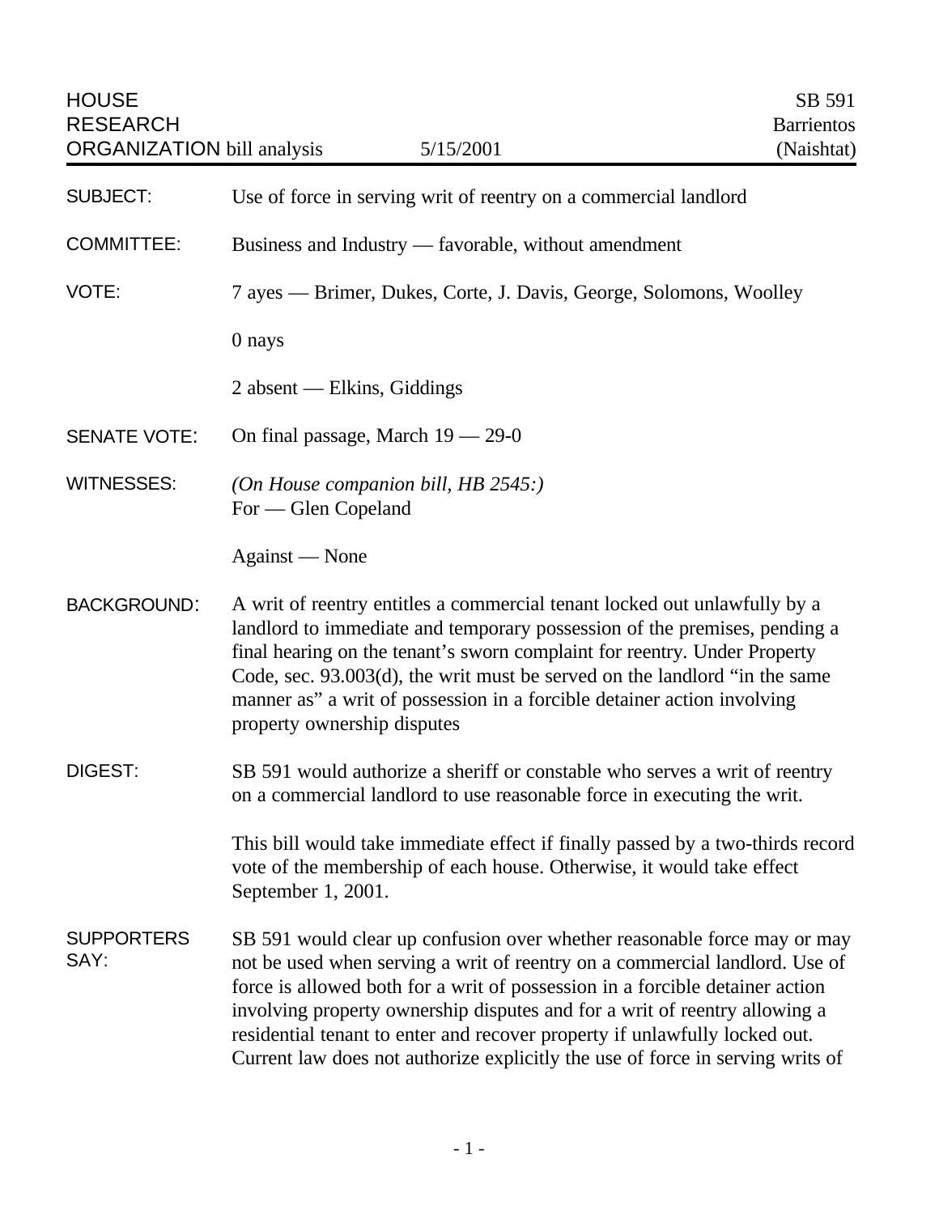HOUSE RESEARCH ORGANIZATION bill analysis — 5/15/2001 — SB 591 Barrientos (Naishtat)

**SUBJECT:** Use of force in serving writ of reentry on a commercial landlord

**COMMITTEE:** Business and Industry — favorable, without amendment

**VOTE:** 7 ayes — Brimer, Dukes, Corte, J. Davis, George, Solomons, Woolley

0 nays

2 absent — Elkins, Giddings

**SENATE VOTE:** On final passage, March 19 — 29-0

**WITNESSES:** *(On House companion bill, HB 2545:)*
For — Glen Copeland

Against — None

**BACKGROUND:** A writ of reentry entitles a commercial tenant locked out unlawfully by a landlord to immediate and temporary possession of the premises, pending a final hearing on the tenant's sworn complaint for reentry. Under Property Code, sec. 93.003(d), the writ must be served on the landlord "in the same manner as" a writ of possession in a forcible detainer action involving property ownership disputes

**DIGEST:** SB 591 would authorize a sheriff or constable who serves a writ of reentry on a commercial landlord to use reasonable force in executing the writ.

This bill would take immediate effect if finally passed by a two-thirds record vote of the membership of each house. Otherwise, it would take effect September 1, 2001.

**SUPPORTERS SAY:** SB 591 would clear up confusion over whether reasonable force may or may not be used when serving a writ of reentry on a commercial landlord. Use of force is allowed both for a writ of possession in a forcible detainer action involving property ownership disputes and for a writ of reentry allowing a residential tenant to enter and recover property if unlawfully locked out. Current law does not authorize explicitly the use of force in serving writs of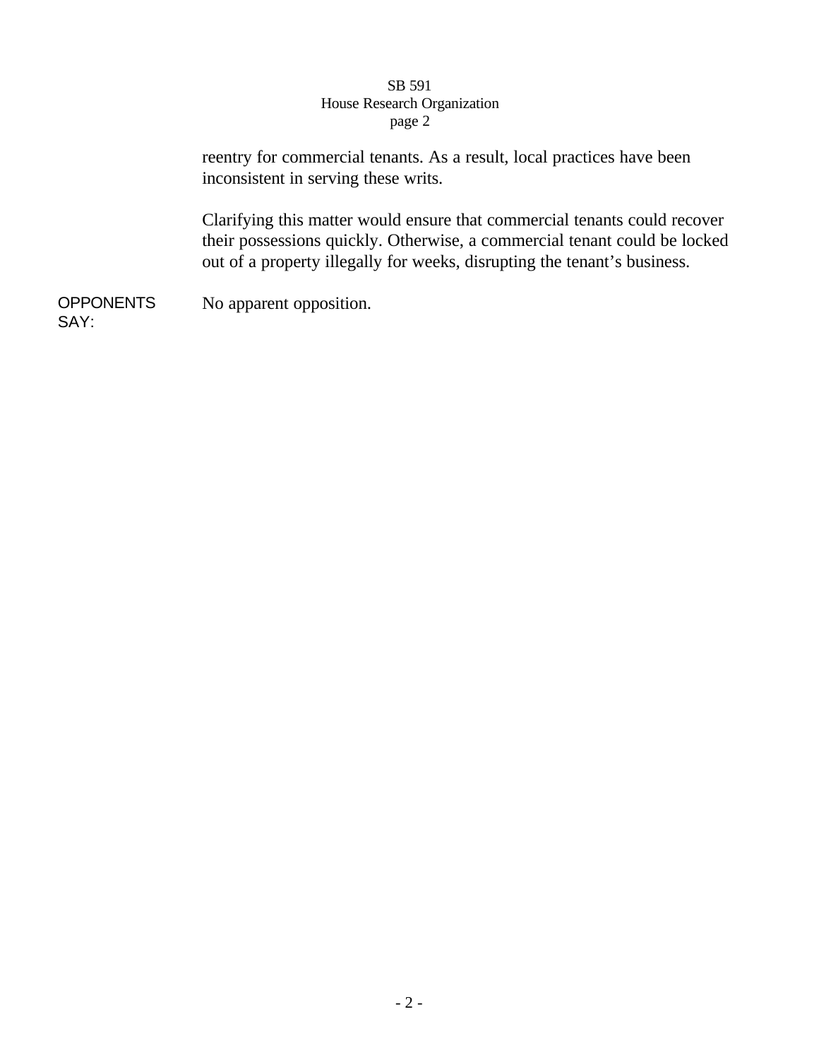reentry for commercial tenants. As a result, local practices have been inconsistent in serving these writs.

Clarifying this matter would ensure that commercial tenants could recover their possessions quickly. Otherwise, a commercial tenant could be locked out of a property illegally for weeks, disrupting the tenant's business.

**OPPONENTS SAY:** No apparent opposition.